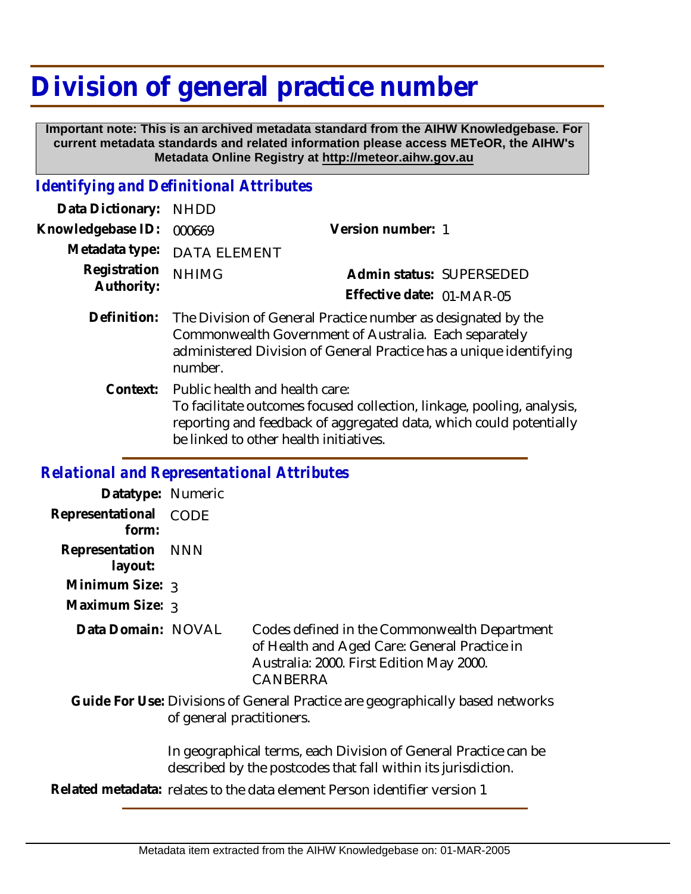# Division of general practice number

**Important note: This is an archived metadata standard from the AIHW Knowledgebase. For current metadata standards and related information please access METeOR, the AIHW's Metadata Online Registry at http://meteor.aihw.gov.au**

## *Identifying and Definitional Attributes*

| | | | |
|---|---|---|---|
| **Data Dictionary:** | NHDD | | |
| **Knowledgebase ID:** | 000669 | **Version number:** | 1 |
| **Metadata type:** | DATA ELEMENT | | |
| **Registration Authority:** | NHIMG | **Admin status:** | SUPERSEDED |
| | | **Effective date:** | 01-MAR-05 |

**Definition:** The Division of General Practice number as designated by the Commonwealth Government of Australia. Each separately administered Division of General Practice has a unique identifying number.

**Context:** Public health and health care:
To facilitate outcomes focused collection, linkage, pooling, analysis, reporting and feedback of aggregated data, which could potentially be linked to other health initiatives.

## *Relational and Representational Attributes*

**Datatype:** Numeric

**Representational form:** CODE

**Representation layout:** NNN

**Minimum Size:** 3

**Maximum Size:** 3

**Data Domain:** NOVAL — Codes defined in the Commonwealth Department of Health and Aged Care: General Practice in Australia: 2000. First Edition May 2000. CANBERRA

**Guide For Use:** Divisions of General Practice are geographically based networks of general practitioners.

In geographical terms, each Division of General Practice can be described by the postcodes that fall within its jurisdiction.

**Related metadata:** relates to the data element Person identifier version 1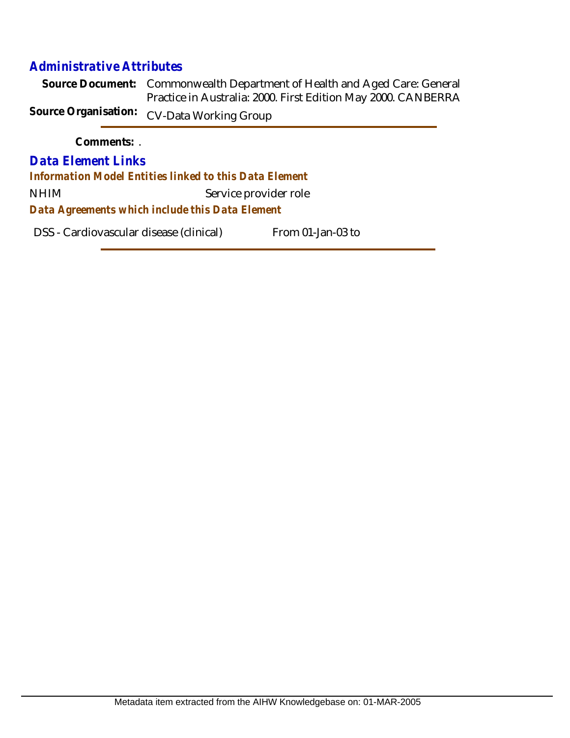## Administrative Attributes

**Source Document:** Commonwealth Department of Health and Aged Care: General Practice in Australia: 2000. First Edition May 2000. CANBERRA

**Source Organisation:** CV-Data Working Group

**Comments:** .

## Data Element Links

### Information Model Entities linked to this Data Element

| | |
|---|---|
| NHIM | Service provider role |

### Data Agreements which include this Data Element

| | |
|---|---|
| DSS - Cardiovascular disease (clinical) | From 01-Jan-03 to |

Metadata item extracted from the AIHW Knowledgebase on: 01-MAR-2005